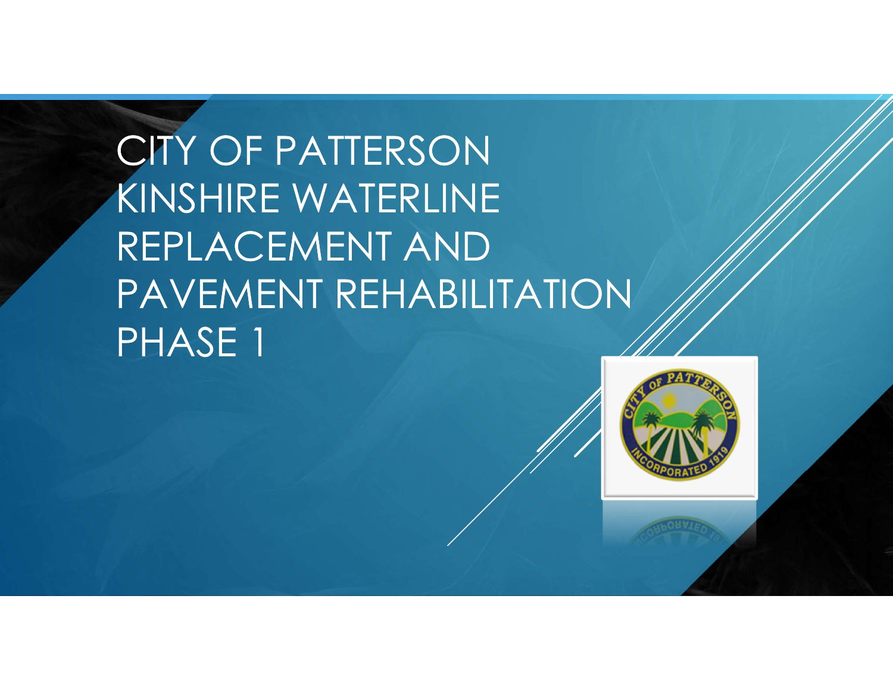# CITY OF PATTERSON KINSHIRE WATERLINE REPLACEMENT AND PAVEMENT REHABILITATION PHASE 1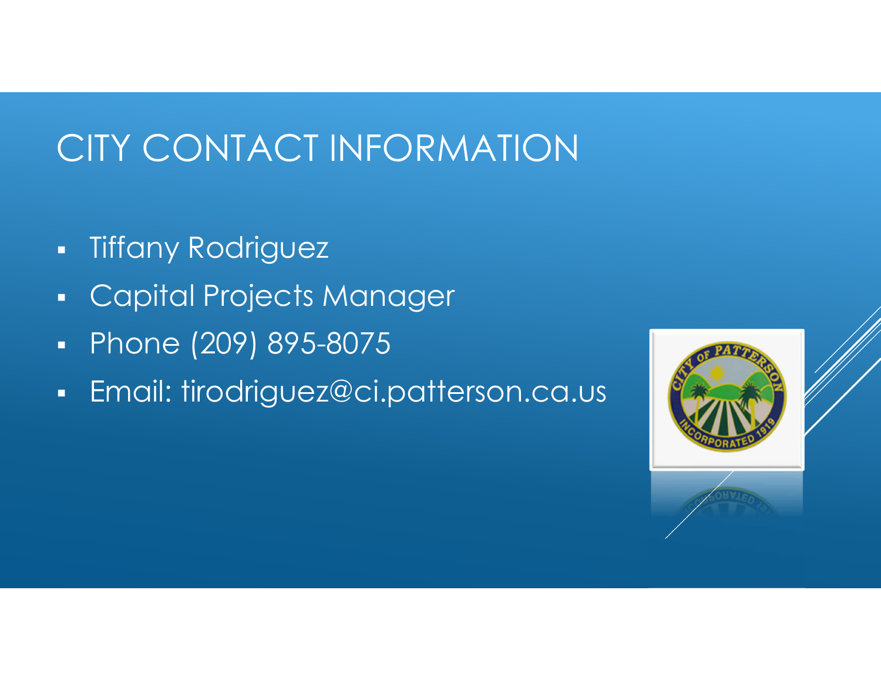# CITY CONTACT INFORMATION

- Tiffany Rodriguez
- Capital Projects Manager
- Phone (209) 895-8075
- Email: tirodriguez@ci.patterson.ca.us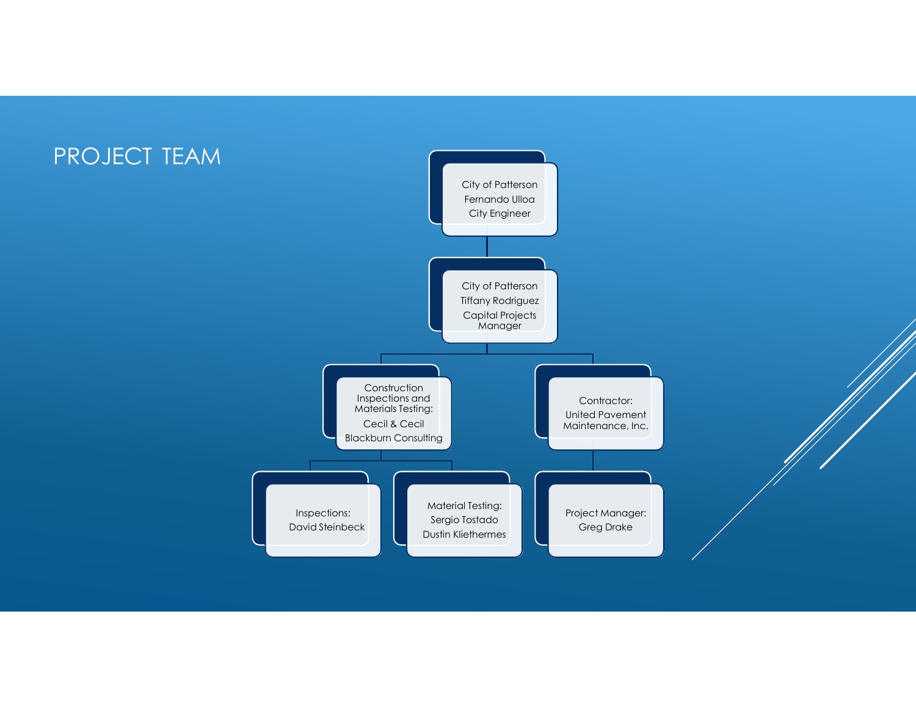# PROJECT TEAM

- City of Patterson
  Fernando Ulloa
  City Engineer
  - City of Patterson
    Tiffany Rodriguez
    Capital Projects Manager
    - Construction Inspections and Materials Testing:
      Cecil & Cecil
      Blackburn Consulting
      - Inspections:
        David Steinbeck
      - Material Testing:
        Sergio Tostado
        Dustin Kliethermes
    - Contractor:
      United Pavement Maintenance, Inc.
      - Project Manager:
        Greg Drake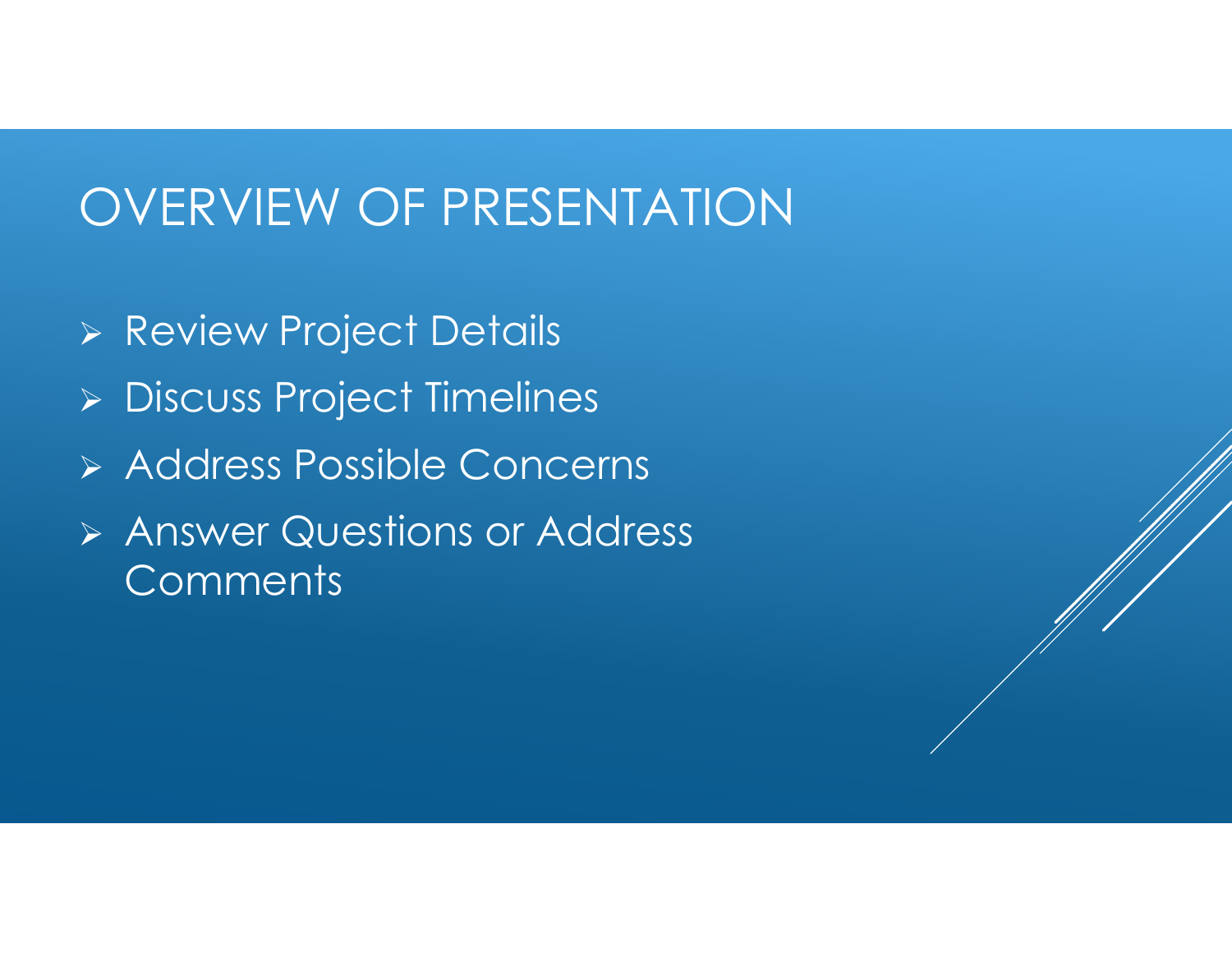# OVERVIEW OF PRESENTATION

- Review Project Details
- Discuss Project Timelines
- Address Possible Concerns
- Answer Questions or Address Comments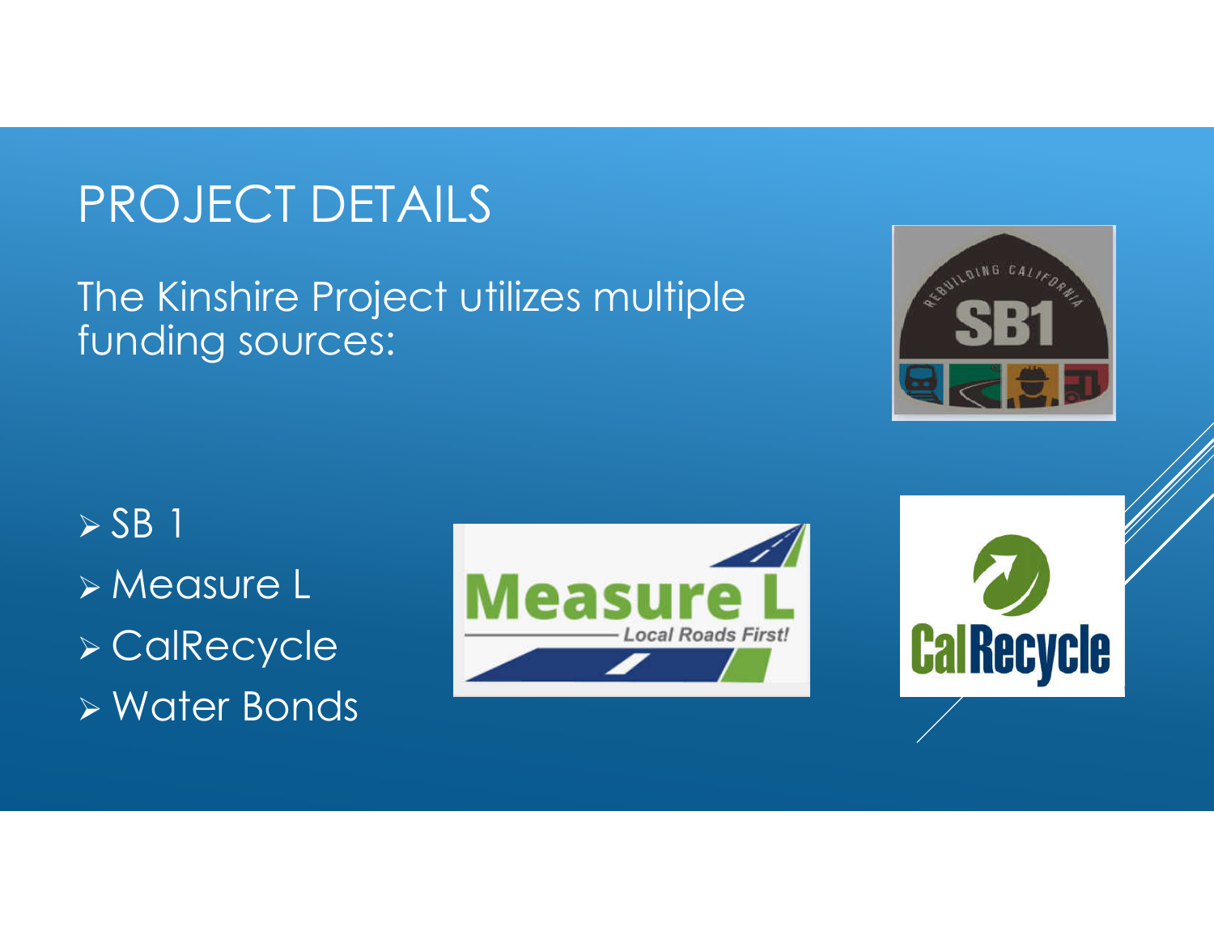# PROJECT DETAILS

The Kinshire Project utilizes multiple funding sources:

- SB 1
- Measure L
- CalRecycle
- Water Bonds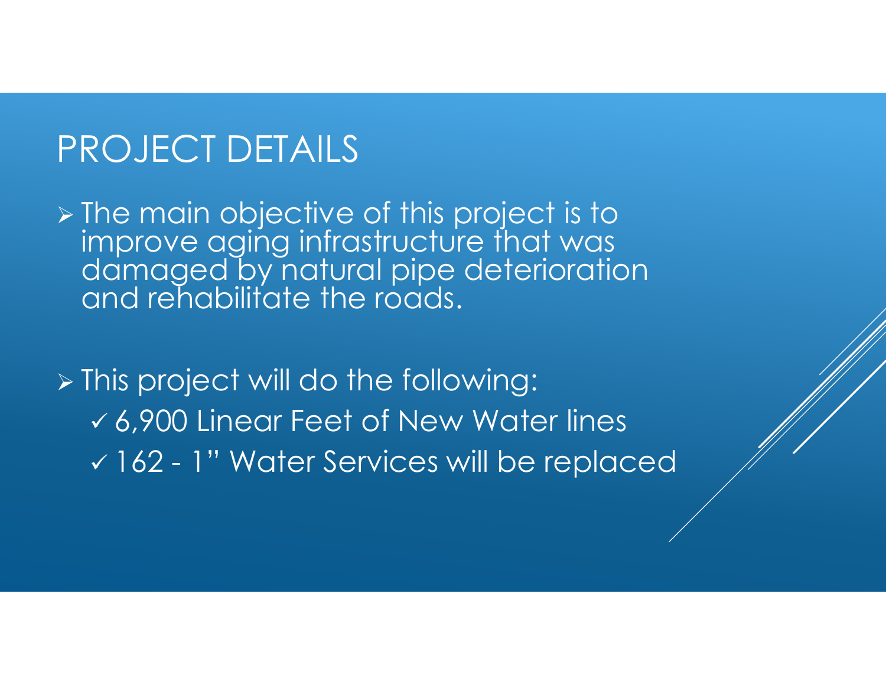# PROJECT DETAILS

- The main objective of this project is to improve aging infrastructure that was damaged by natural pipe deterioration and rehabilitate the roads.

- This project will do the following:
  - ✓ 6,900 Linear Feet of New Water lines
  - ✓ 162 - 1" Water Services will be replaced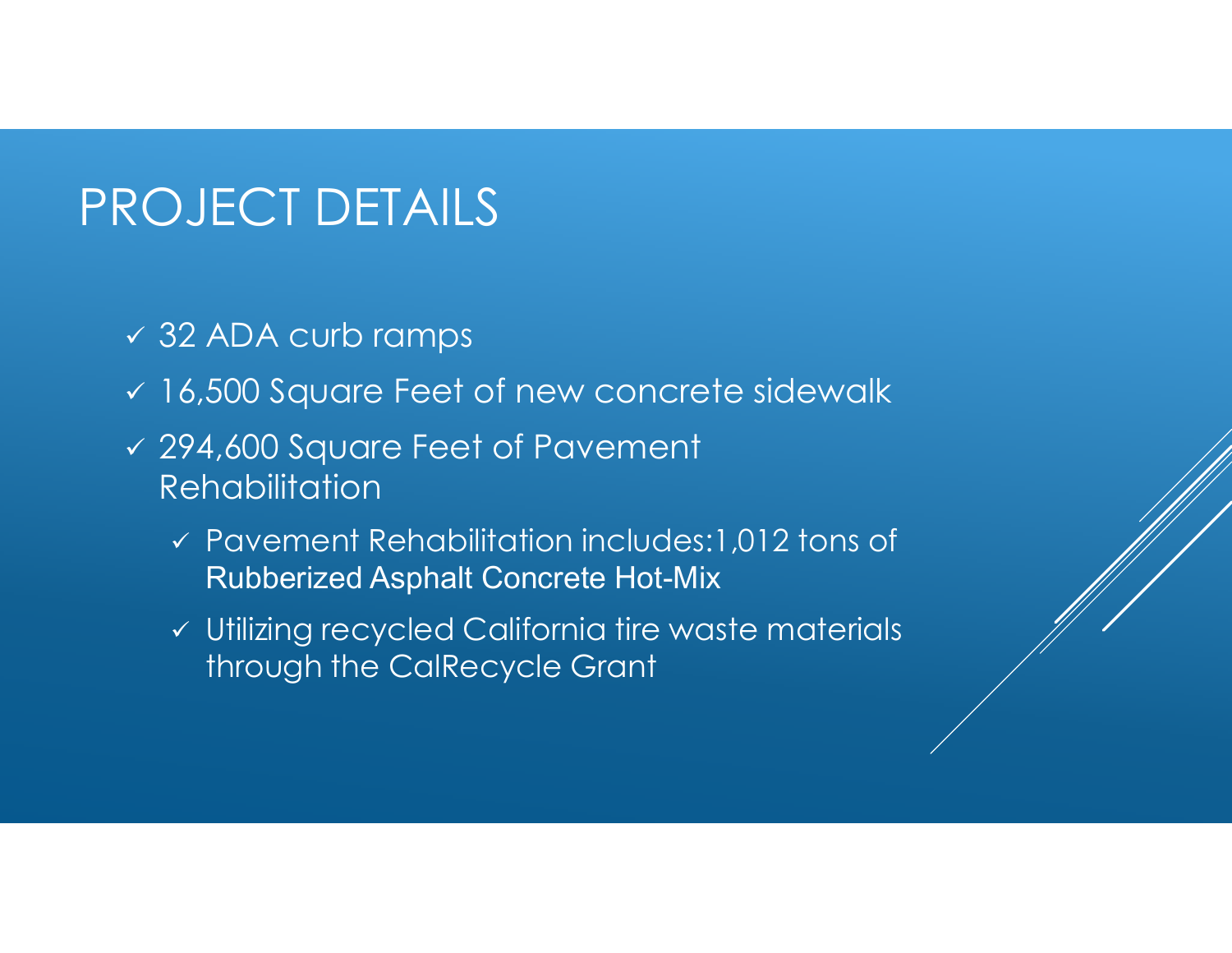# PROJECT DETAILS

- ✓ 32 ADA curb ramps
- ✓ 16,500 Square Feet of new concrete sidewalk
- ✓ 294,600 Square Feet of Pavement Rehabilitation
  - ✓ Pavement Rehabilitation includes:1,012 tons of Rubberized Asphalt Concrete Hot-Mix
  - ✓ Utilizing recycled California tire waste materials through the CalRecycle Grant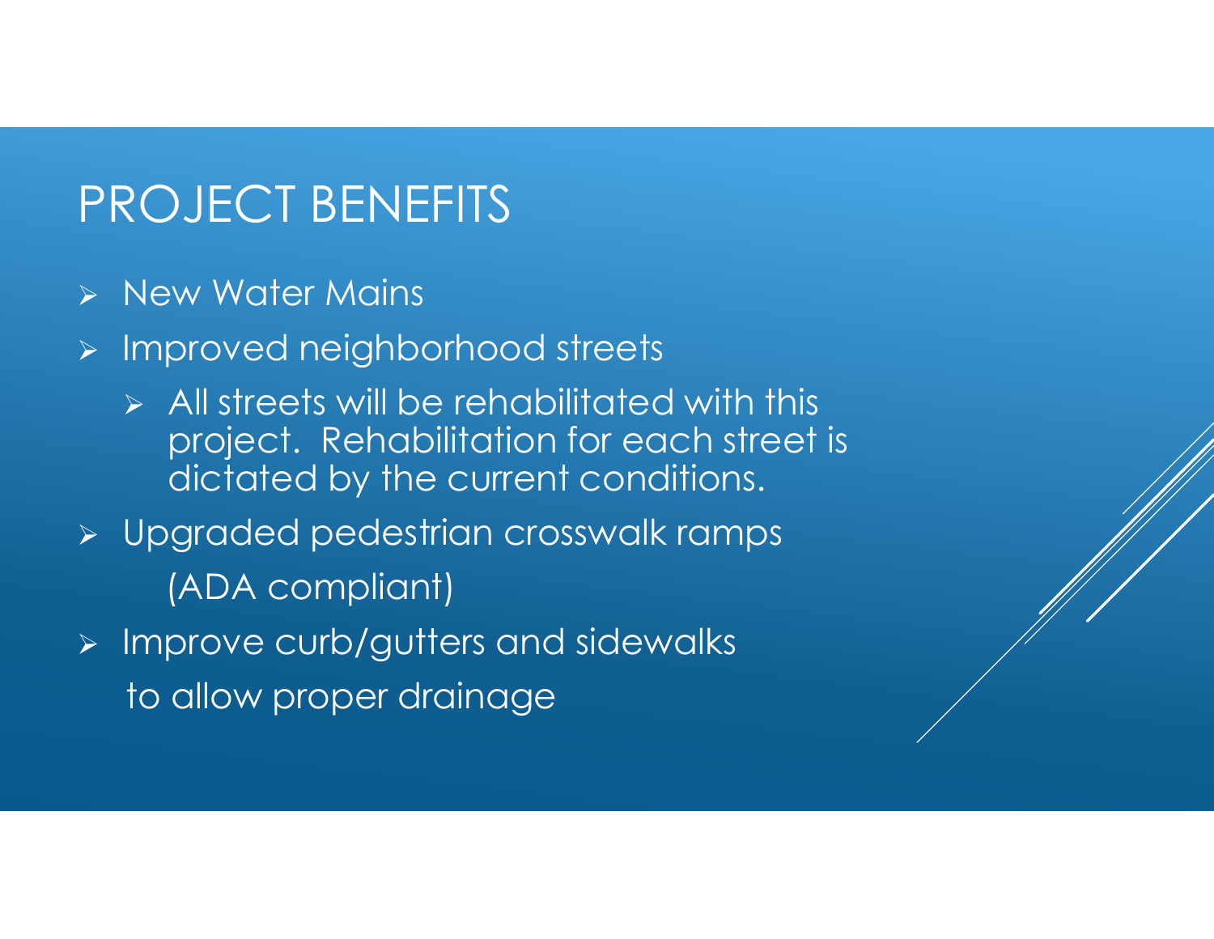# PROJECT BENEFITS

- New Water Mains
- Improved neighborhood streets
  - All streets will be rehabilitated with this project. Rehabilitation for each street is dictated by the current conditions.
- Upgraded pedestrian crosswalk ramps (ADA compliant)
- Improve curb/gutters and sidewalks to allow proper drainage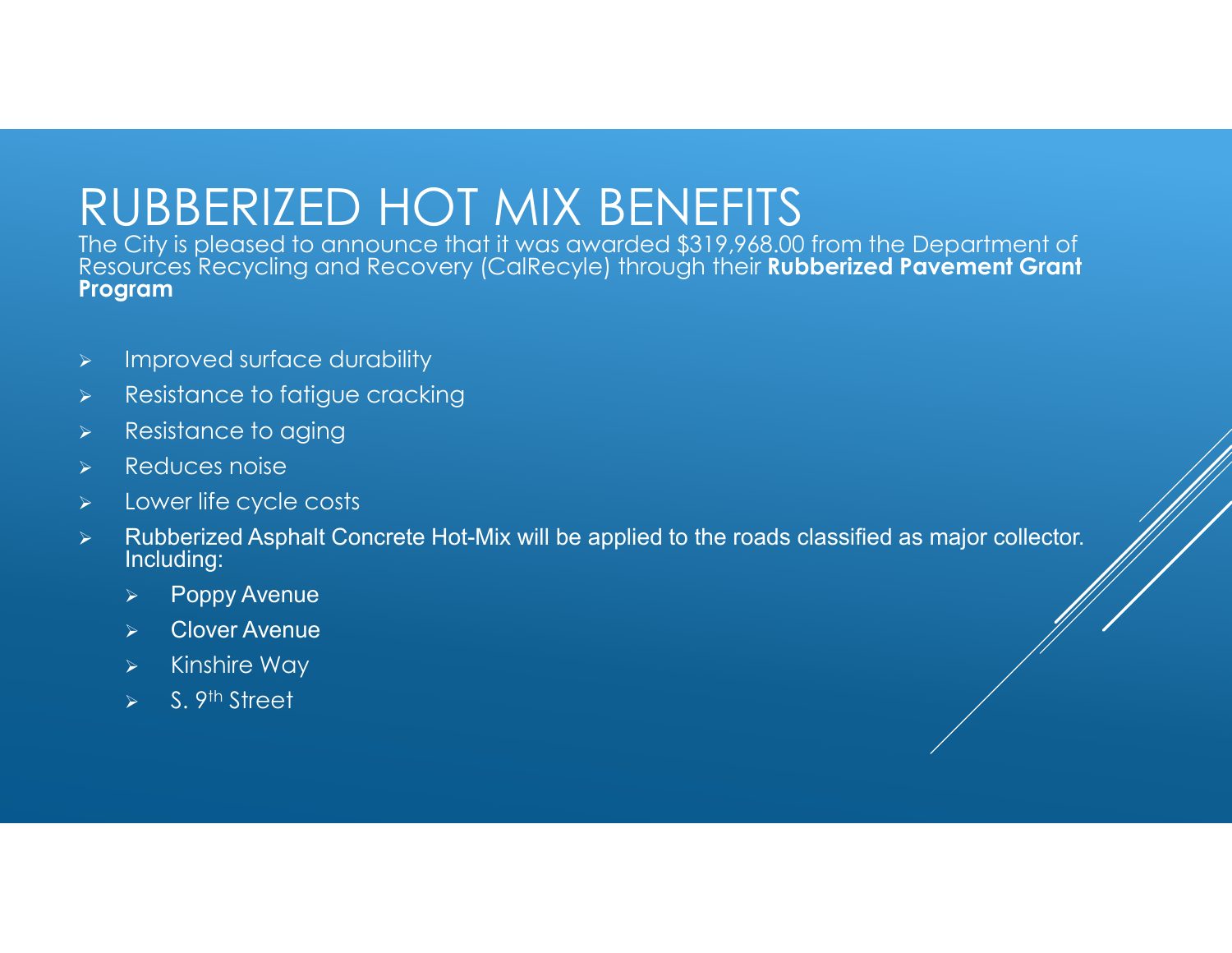# RUBBERIZED HOT MIX BENEFITS

The City is pleased to announce that it was awarded $319,968.00 from the Department of Resources Recycling and Recovery (CalRecyle) through their **Rubberized Pavement Grant Program**

- Improved surface durability
- Resistance to fatigue cracking
- Resistance to aging
- Reduces noise
- Lower life cycle costs
- Rubberized Asphalt Concrete Hot-Mix will be applied to the roads classified as major collector. Including:
  - Poppy Avenue
  - Clover Avenue
  - Kinshire Way
  - S. 9th Street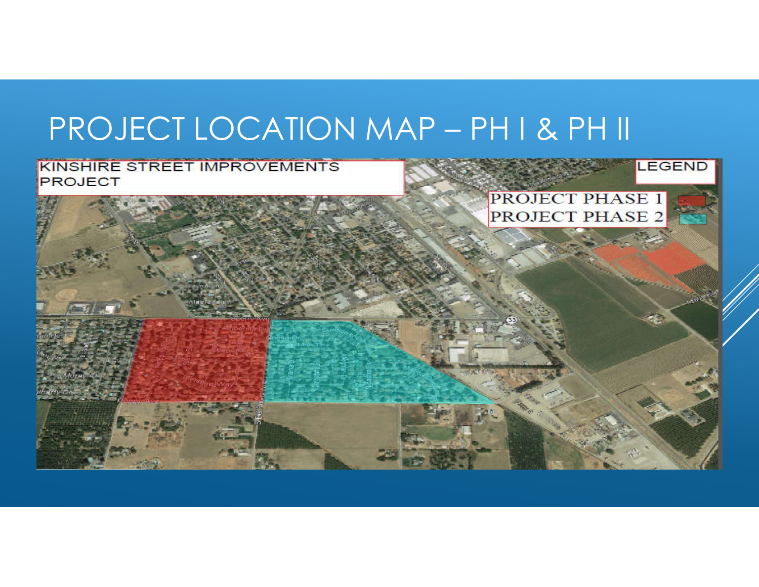# PROJECT LOCATION MAP – PH I & PH II

KINSHIRE STREET IMPROVEMENTS PROJECT

LEGEND

PROJECT PHASE 1

PROJECT PHASE 2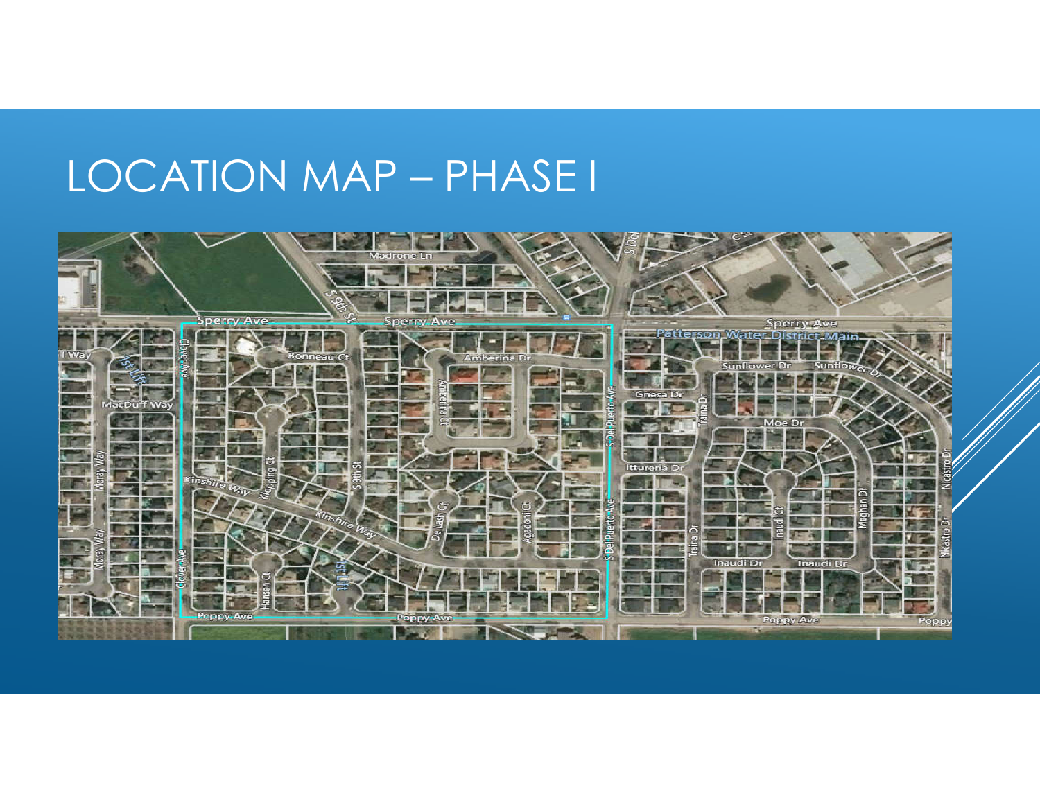# LOCATION MAP – PHASE I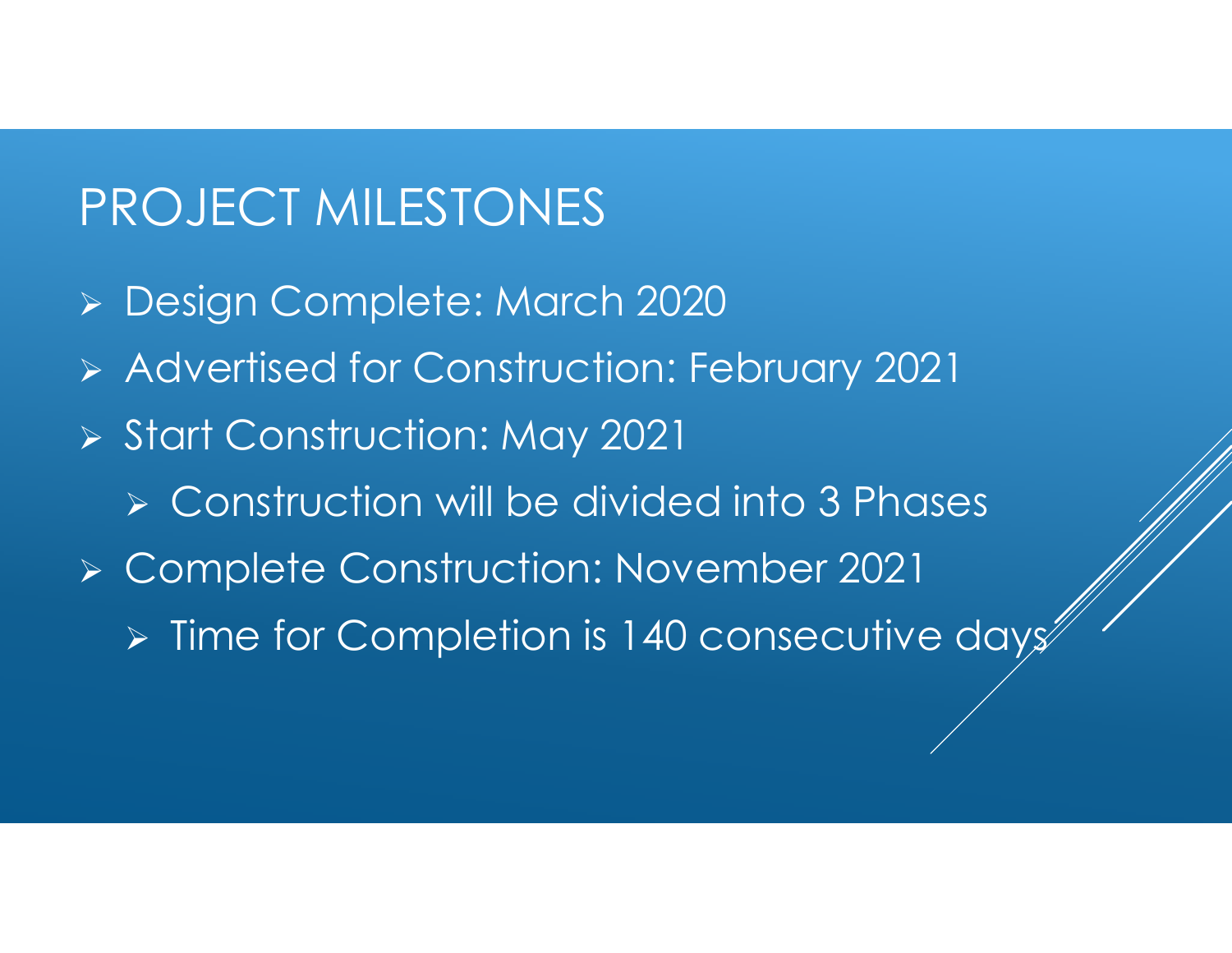# PROJECT MILESTONES

- Design Complete: March 2020
- Advertised for Construction: February 2021
- Start Construction: May 2021
  - Construction will be divided into 3 Phases
- Complete Construction: November 2021
  - Time for Completion is 140 consecutive days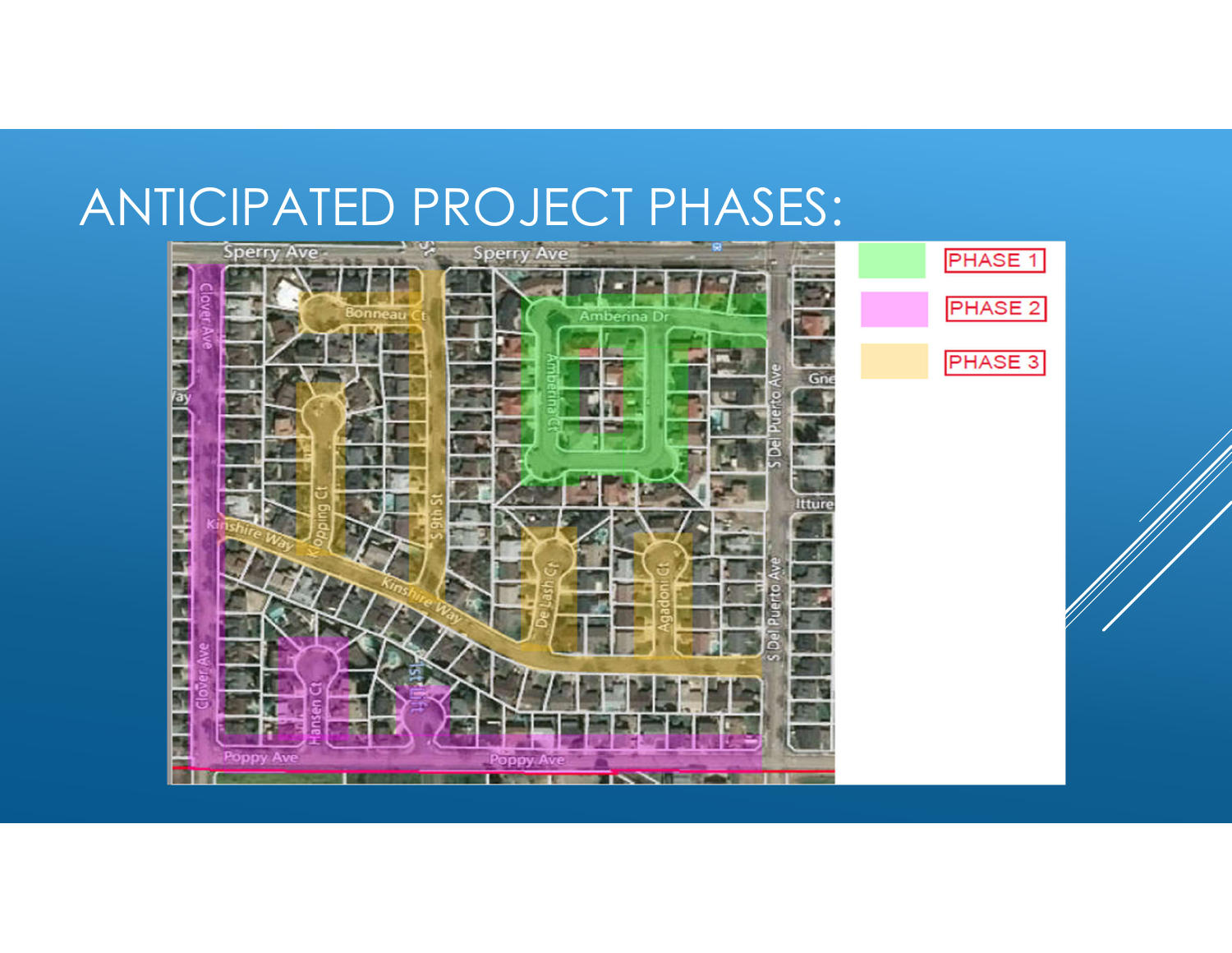# ANTICIPATED PROJECT PHASES:

- PHASE 1
- PHASE 2
- PHASE 3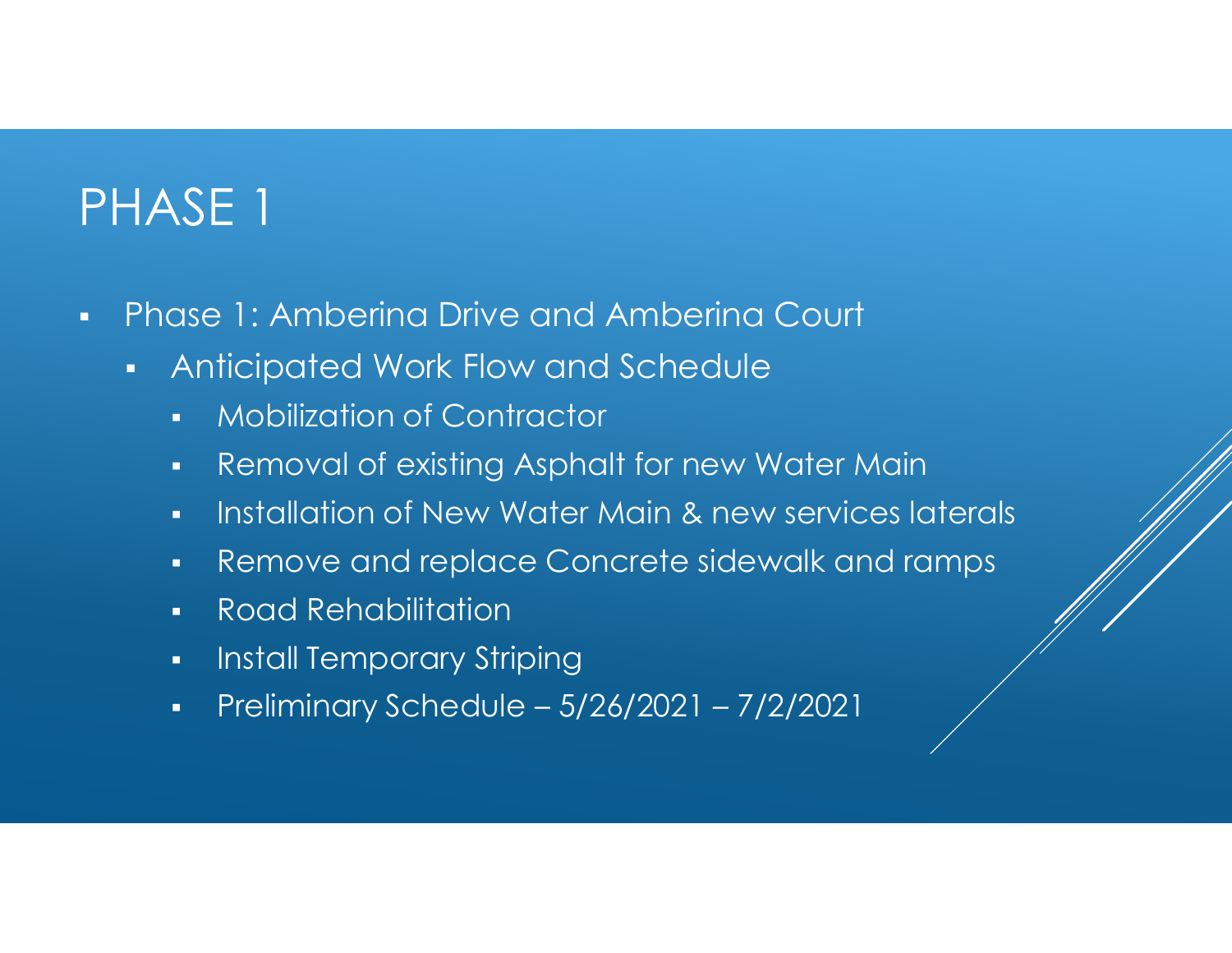# PHASE 1

- Phase 1: Amberina Drive and Amberina Court
  - Anticipated Work Flow and Schedule
    - Mobilization of Contractor
    - Removal of existing Asphalt for new Water Main
    - Installation of New Water Main & new services laterals
    - Remove and replace Concrete sidewalk and ramps
    - Road Rehabilitation
    - Install Temporary Striping
    - Preliminary Schedule – 5/26/2021 – 7/2/2021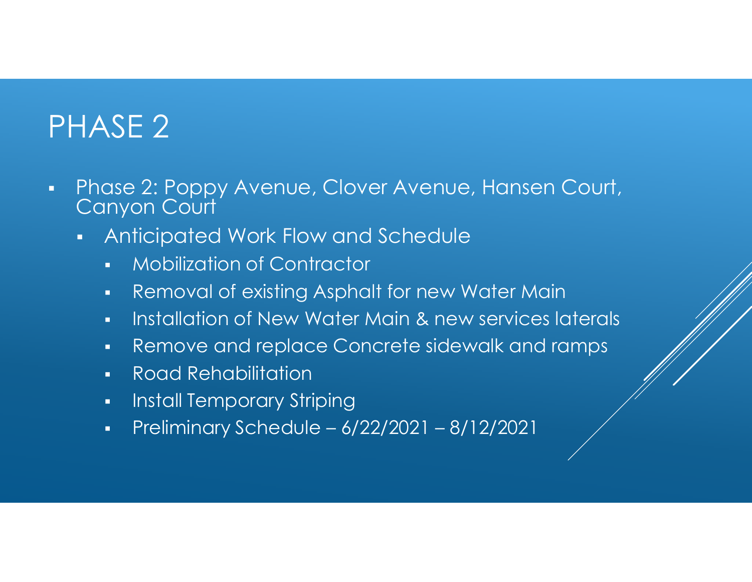# PHASE 2

- Phase 2: Poppy Avenue, Clover Avenue, Hansen Court, Canyon Court
  - Anticipated Work Flow and Schedule
    - Mobilization of Contractor
    - Removal of existing Asphalt for new Water Main
    - Installation of New Water Main & new services laterals
    - Remove and replace Concrete sidewalk and ramps
    - Road Rehabilitation
    - Install Temporary Striping
    - Preliminary Schedule – 6/22/2021 – 8/12/2021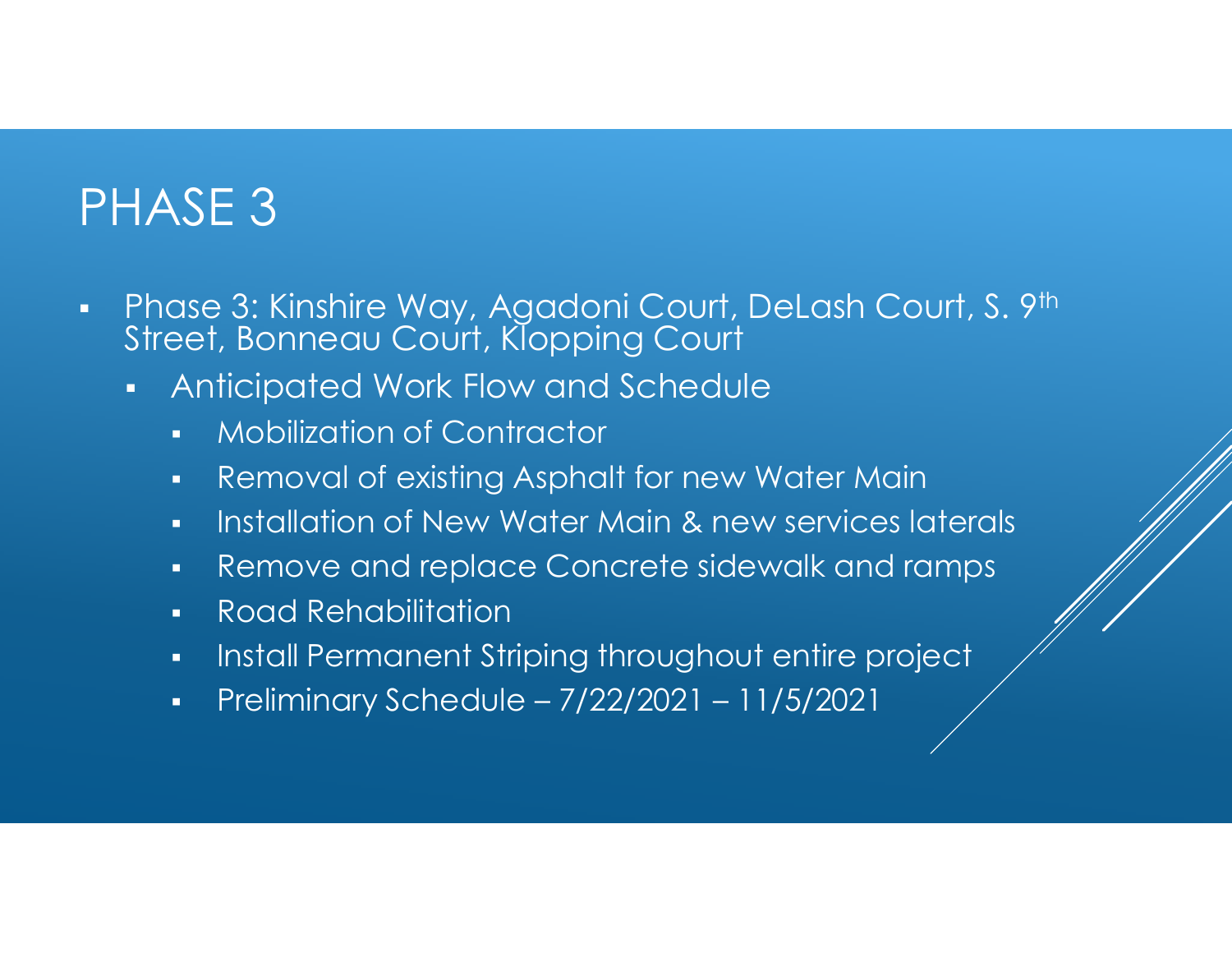# PHASE 3

- Phase 3: Kinshire Way, Agadoni Court, DeLash Court, S. 9th Street, Bonneau Court, Klopping Court
  - Anticipated Work Flow and Schedule
    - Mobilization of Contractor
    - Removal of existing Asphalt for new Water Main
    - Installation of New Water Main & new services laterals
    - Remove and replace Concrete sidewalk and ramps
    - Road Rehabilitation
    - Install Permanent Striping throughout entire project
    - Preliminary Schedule – 7/22/2021 – 11/5/2021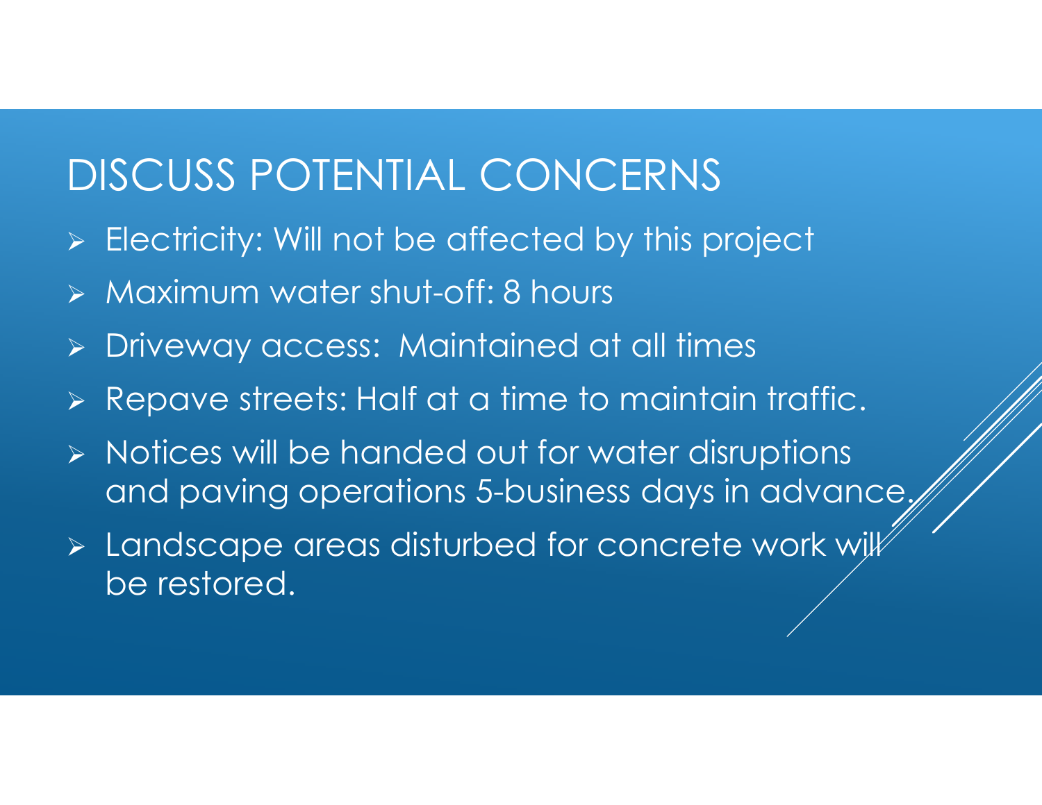# DISCUSS POTENTIAL CONCERNS

- Electricity: Will not be affected by this project
- Maximum water shut-off: 8 hours
- Driveway access:  Maintained at all times
- Repave streets: Half at a time to maintain traffic.
- Notices will be handed out for water disruptions and paving operations 5-business days in advance.
- Landscape areas disturbed for concrete work will be restored.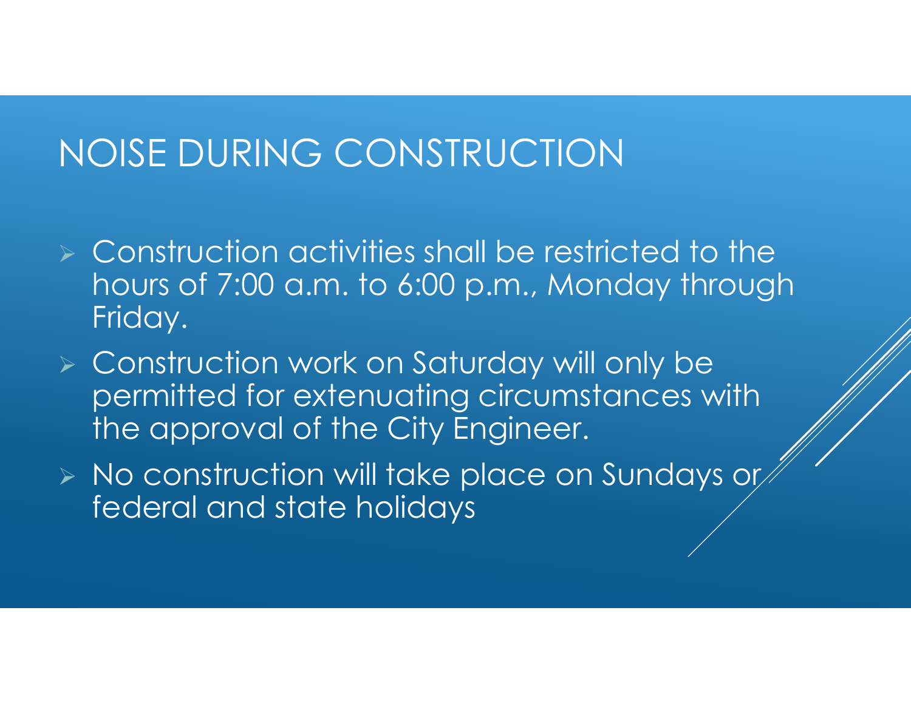# NOISE DURING CONSTRUCTION

- Construction activities shall be restricted to the hours of 7:00 a.m. to 6:00 p.m., Monday through Friday.
- Construction work on Saturday will only be permitted for extenuating circumstances with the approval of the City Engineer.
- No construction will take place on Sundays or federal and state holidays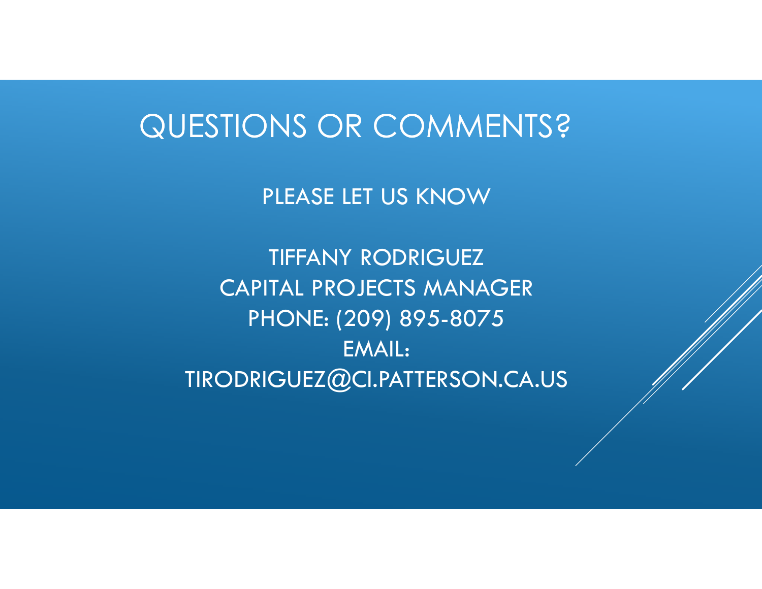# QUESTIONS OR COMMENTS?

PLEASE LET US KNOW

TIFFANY RODRIGUEZ
CAPITAL PROJECTS MANAGER
PHONE: (209) 895-8075
EMAIL:
TIRODRIGUEZ@CI.PATTERSON.CA.US